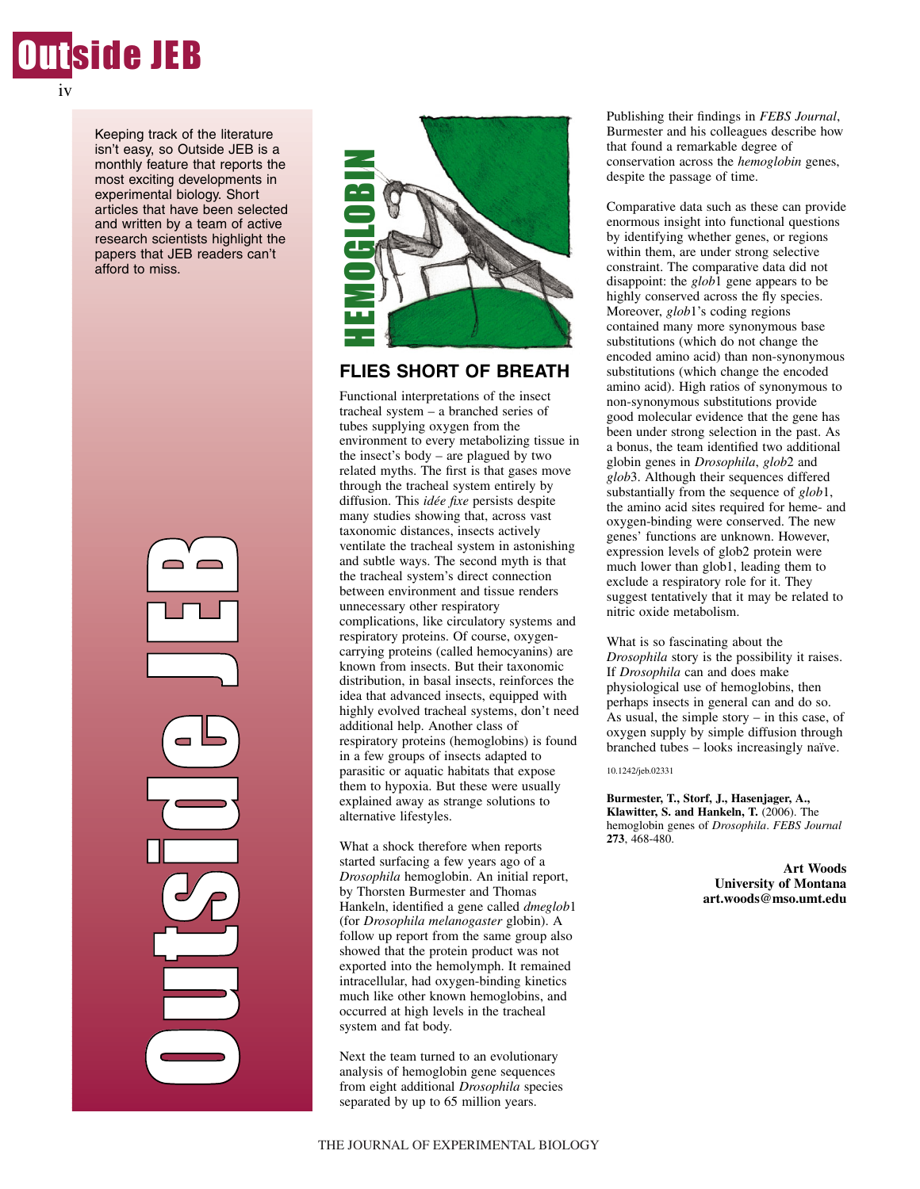Keeping track of the literature isn't easy, so Outside JEB is a monthly feature that reports the most exciting developments in experimental biology. Short articles that have been selected and written by a team of active research scientists highlight the papers that JEB readers can't afford to miss.

HEMOGLOBIN

## FLIES SHORT OF BREATH

Functional interpretations of the insect tracheal system – a branched series of tubes supplying oxygen from the environment to every metabolizing tissue in the insect's body – are plagued by two related myths. The first is that gases move through the tracheal system entirely by diffusion. This *idée fixe* persists despite many studies showing that, across vast taxonomic distances, insects actively ventilate the tracheal system in astonishing and subtle ways. The second myth is that the tracheal system's direct connection between environment and tissue renders unnecessary other respiratory complications, like circulatory systems and respiratory proteins. Of course, oxygen-carrying proteins (called hemocyanins) are known from insects. But their taxonomic distribution, in basal insects, reinforces the idea that advanced insects, equipped with highly evolved tracheal systems, don't need additional help. Another class of respiratory proteins (hemoglobins) is found in a few groups of insects adapted to parasitic or aquatic habitats that expose them to hypoxia. But these were usually explained away as strange solutions to alternative lifestyles.

What a shock therefore when reports started surfacing a few years ago of a *Drosophila* hemoglobin. An initial report, by Thorsten Burmester and Thomas Hankeln, identified a gene called *dmeglob*1 (for *Drosophila melanogaster* globin). A follow up report from the same group also showed that the protein product was not exported into the hemolymph. It remained intracellular, had oxygen-binding kinetics much like other known hemoglobins, and occurred at high levels in the tracheal system and fat body.

Next the team turned to an evolutionary analysis of hemoglobin gene sequences from eight additional *Drosophila* species separated by up to 65 million years. Publishing their findings in *FEBS Journal*, Burmester and his colleagues describe how that found a remarkable degree of conservation across the *hemoglobin* genes, despite the passage of time.

Comparative data such as these can provide enormous insight into functional questions by identifying whether genes, or regions within them, are under strong selective constraint. The comparative data did not disappoint: the *glob*1 gene appears to be highly conserved across the fly species. Moreover, *glob*1's coding regions contained many more synonymous base substitutions (which do not change the encoded amino acid) than non-synonymous substitutions (which change the encoded amino acid). High ratios of synonymous to non-synonymous substitutions provide good molecular evidence that the gene has been under strong selection in the past. As a bonus, the team identified two additional globin genes in *Drosophila*, *glob*2 and *glob*3. Although their sequences differed substantially from the sequence of *glob*1, the amino acid sites required for heme- and oxygen-binding were conserved. The new genes' functions are unknown. However, expression levels of glob2 protein were much lower than glob1, leading them to exclude a respiratory role for it. They suggest tentatively that it may be related to nitric oxide metabolism.

What is so fascinating about the *Drosophila* story is the possibility it raises. If *Drosophila* can and does make physiological use of hemoglobins, then perhaps insects in general can and do so. As usual, the simple story – in this case, of oxygen supply by simple diffusion through branched tubes – looks increasingly naïve.

10.1242/jeb.02331

**Burmester, T., Storf, J., Hasenjager, A., Klawitter, S. and Hankeln, T.** (2006). The hemoglobin genes of *Drosophila*. *FEBS Journal* **273**, 468-480.

**Art Woods**
**University of Montana**
**art.woods@mso.umt.edu**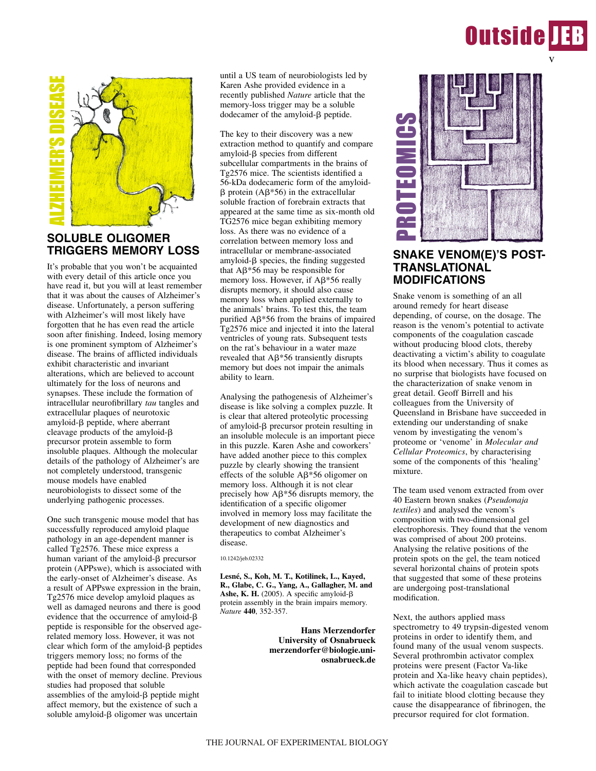## ALZHEIMER'S DISEASE

# SOLUBLE OLIGOMER TRIGGERS MEMORY LOSS

It's probable that you won't be acquainted with every detail of this article once you have read it, but you will at least remember that it was about the causes of Alzheimer's disease. Unfortunately, a person suffering with Alzheimer's will most likely have forgotten that he has even read the article soon after finishing. Indeed, losing memory is one prominent symptom of Alzheimer's disease. The brains of afflicted individuals exhibit characteristic and invariant alterations, which are believed to account ultimately for the loss of neurons and synapses. These include the formation of intracellular neurofibrillary *tau* tangles and extracellular plaques of neurotoxic amyloid-β peptide, where aberrant cleavage products of the amyloid-β precursor protein assemble to form insoluble plaques. Although the molecular details of the pathology of Alzheimer's are not completely understood, transgenic mouse models have enabled neurobiologists to dissect some of the underlying pathogenic processes.

One such transgenic mouse model that has successfully reproduced amyloid plaque pathology in an age-dependent manner is called Tg2576. These mice express a human variant of the amyloid-β precursor protein (APPswe), which is associated with the early-onset of Alzheimer's disease. As a result of APPswe expression in the brain, Tg2576 mice develop amyloid plaques as well as damaged neurons and there is good evidence that the occurrence of amyloid-β peptide is responsible for the observed age-related memory loss. However, it was not clear which form of the amyloid-β peptides triggers memory loss; no forms of the peptide had been found that corresponded with the onset of memory decline. Previous studies had proposed that soluble assemblies of the amyloid-β peptide might affect memory, but the existence of such a soluble amyloid-β oligomer was uncertain until a US team of neurobiologists led by Karen Ashe provided evidence in a recently published *Nature* article that the memory-loss trigger may be a soluble dodecamer of the amyloid-β peptide.

The key to their discovery was a new extraction method to quantify and compare amyloid-β species from different subcellular compartments in the brains of Tg2576 mice. The scientists identified a 56-kDa dodecameric form of the amyloid-β protein (Aβ*56) in the extracellular soluble fraction of forebrain extracts that appeared at the same time as six-month old TG2576 mice began exhibiting memory loss. As there was no evidence of a correlation between memory loss and intracellular or membrane-associated amyloid-β species, the finding suggested that Aβ*56 may be responsible for memory loss. However, if Aβ*56 really disrupts memory, it should also cause memory loss when applied externally to the animals' brains. To test this, the team purified Aβ*56 from the brains of impaired Tg2576 mice and injected it into the lateral ventricles of young rats. Subsequent tests on the rat's behaviour in a water maze revealed that Aβ*56 transiently disrupts memory but does not impair the animals ability to learn.

Analysing the pathogenesis of Alzheimer's disease is like solving a complex puzzle. It is clear that altered proteolytic processing of amyloid-β precursor protein resulting in an insoluble molecule is an important piece in this puzzle. Karen Ashe and coworkers' have added another piece to this complex puzzle by clearly showing the transient effects of the soluble Aβ*56 oligomer on memory loss. Although it is not clear precisely how Aβ*56 disrupts memory, the identification of a specific oligomer involved in memory loss may facilitate the development of new diagnostics and therapeutics to combat Alzheimer's disease.

10.1242/jeb.02332

**Lesné, S., Koh, M. T., Kotilinek, L., Kayed, R., Glabe, C. G., Yang, A., Gallagher, M. and Ashe, K. H.** (2005). A specific amyloid-β protein assembly in the brain impairs memory. *Nature* **440**, 352-357.

**Hans Merzendorfer**
**University of Osnabrueck**
**merzendorfer@biologie.uni-osnabrueck.de**

## PROTEOMICS

# SNAKE VENOM(E)'S POST-TRANSLATIONAL MODIFICATIONS

Snake venom is something of an all around remedy for heart disease depending, of course, on the dosage. The reason is the venom's potential to activate components of the coagulation cascade without producing blood clots, thereby deactivating a victim's ability to coagulate its blood when necessary. Thus it comes as no surprise that biologists have focused on the characterization of snake venom in great detail. Geoff Birrell and his colleagues from the University of Queensland in Brisbane have succeeded in extending our understanding of snake venom by investigating the venom's proteome or 'venome' in *Molecular and Cellular Proteomics*, by characterising some of the components of this 'healing' mixture.

The team used venom extracted from over 40 Eastern brown snakes (*Pseudonaja textiles*) and analysed the venom's composition with two-dimensional gel electrophoresis. They found that the venom was comprised of about 200 proteins. Analysing the relative positions of the protein spots on the gel, the team noticed several horizontal chains of protein spots that suggested that some of these proteins are undergoing post-translational modification.

Next, the authors applied mass spectrometry to 49 trypsin-digested venom proteins in order to identify them, and found many of the usual venom suspects. Several prothrombin activator complex proteins were present (Factor Va-like protein and Xa-like heavy chain peptides), which activate the coagulation cascade but fail to initiate blood clotting because they cause the disappearance of fibrinogen, the precursor required for clot formation.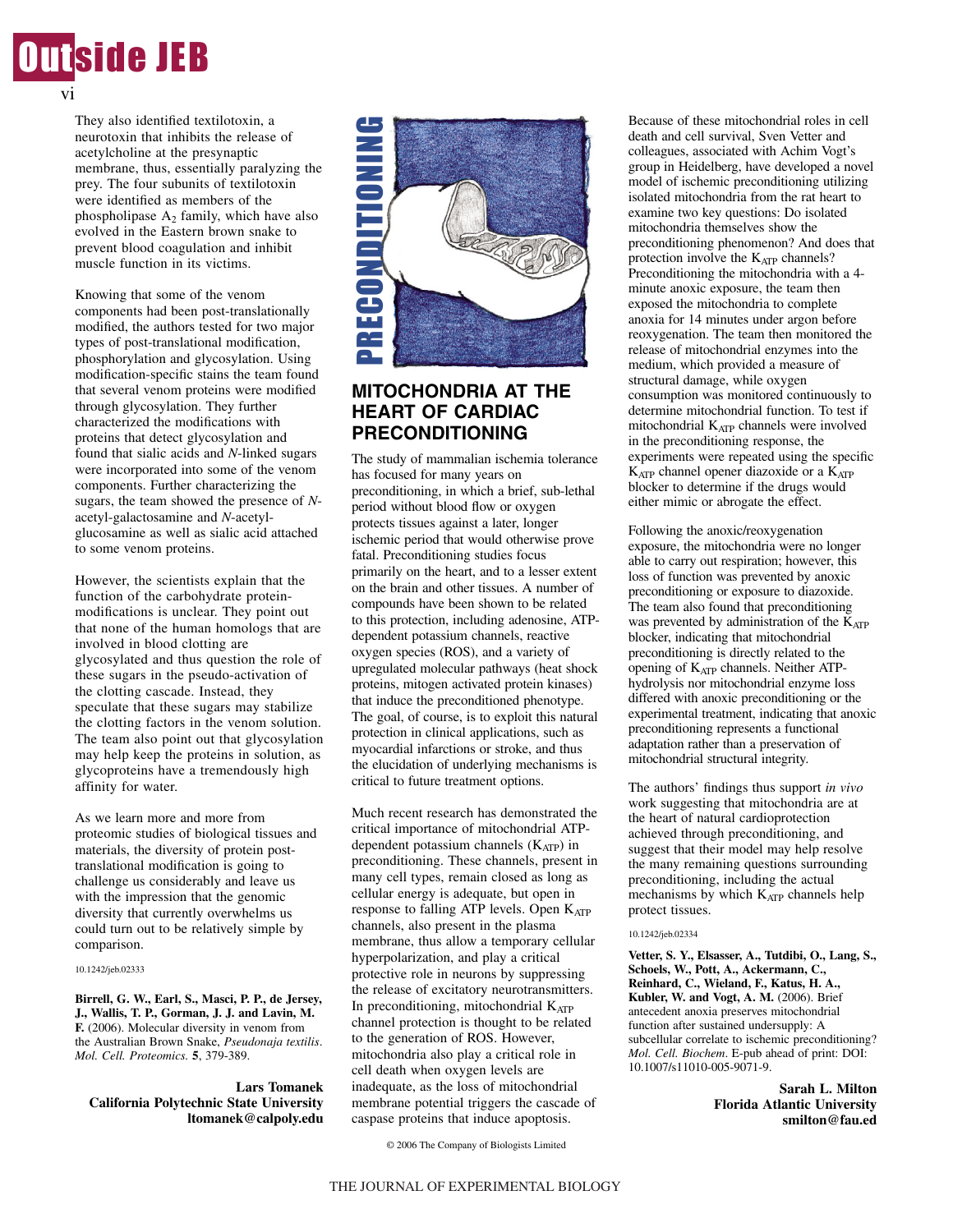They also identified textilotoxin, a neurotoxin that inhibits the release of acetylcholine at the presynaptic membrane, thus, essentially paralyzing the prey. The four subunits of textilotoxin were identified as members of the phospholipase $A_2$ family, which have also evolved in the Eastern brown snake to prevent blood coagulation and inhibit muscle function in its victims.

Knowing that some of the venom components had been post-translationally modified, the authors tested for two major types of post-translational modification, phosphorylation and glycosylation. Using modification-specific stains the team found that several venom proteins were modified through glycosylation. They further characterized the modifications with proteins that detect glycosylation and found that sialic acids and *N*-linked sugars were incorporated into some of the venom components. Further characterizing the sugars, the team showed the presence of *N*-acetyl-galactosamine and *N*-acetyl-glucosamine as well as sialic acid attached to some venom proteins.

However, the scientists explain that the function of the carbohydrate protein-modifications is unclear. They point out that none of the human homologs that are involved in blood clotting are glycosylated and thus question the role of these sugars in the pseudo-activation of the clotting cascade. Instead, they speculate that these sugars may stabilize the clotting factors in the venom solution. The team also point out that glycosylation may help keep the proteins in solution, as glycoproteins have a tremendously high affinity for water.

As we learn more and more from proteomic studies of biological tissues and materials, the diversity of protein post-translational modification is going to challenge us considerably and leave us with the impression that the genomic diversity that currently overwhelms us could turn out to be relatively simple by comparison.

10.1242/jeb.02333

**Birrell, G. W., Earl, S., Masci, P. P., de Jersey, J., Wallis, T. P., Gorman, J. J. and Lavin, M. F.** (2006). Molecular diversity in venom from the Australian Brown Snake, *Pseudonaja textilis*. *Mol. Cell. Proteomics.* **5**, 379-389.

**Lars Tomanek**
**California Polytechnic State University**
**ltomanek@calpoly.edu**

PRECONDITIONING

## MITOCHONDRIA AT THE HEART OF CARDIAC PRECONDITIONING

The study of mammalian ischemia tolerance has focused for many years on preconditioning, in which a brief, sub-lethal period without blood flow or oxygen protects tissues against a later, longer ischemic period that would otherwise prove fatal. Preconditioning studies focus primarily on the heart, and to a lesser extent on the brain and other tissues. A number of compounds have been shown to be related to this protection, including adenosine, ATP-dependent potassium channels, reactive oxygen species (ROS), and a variety of upregulated molecular pathways (heat shock proteins, mitogen activated protein kinases) that induce the preconditioned phenotype. The goal, of course, is to exploit this natural protection in clinical applications, such as myocardial infarctions or stroke, and thus the elucidation of underlying mechanisms is critical to future treatment options.

Much recent research has demonstrated the critical importance of mitochondrial ATP-dependent potassium channels ($K_{ATP}$) in preconditioning. These channels, present in many cell types, remain closed as long as cellular energy is adequate, but open in response to falling ATP levels. Open $K_{ATP}$ channels, also present in the plasma membrane, thus allow a temporary cellular hyperpolarization, and play a critical protective role in neurons by suppressing the release of excitatory neurotransmitters. In preconditioning, mitochondrial $K_{ATP}$ channel protection is thought to be related to the generation of ROS. However, mitochondria also play a critical role in cell death when oxygen levels are inadequate, as the loss of mitochondrial membrane potential triggers the cascade of caspase proteins that induce apoptosis.

Because of these mitochondrial roles in cell death and cell survival, Sven Vetter and colleagues, associated with Achim Vogt's group in Heidelberg, have developed a novel model of ischemic preconditioning utilizing isolated mitochondria from the rat heart to examine two key questions: Do isolated mitochondria themselves show the preconditioning phenomenon? And does that protection involve the $K_{ATP}$ channels? Preconditioning the mitochondria with a 4-minute anoxic exposure, the team then exposed the mitochondria to complete anoxia for 14 minutes under argon before reoxygenation. The team then monitored the release of mitochondrial enzymes into the medium, which provided a measure of structural damage, while oxygen consumption was monitored continuously to determine mitochondrial function. To test if mitochondrial $K_{ATP}$ channels were involved in the preconditioning response, the experiments were repeated using the specific $K_{ATP}$ channel opener diazoxide or a $K_{ATP}$ blocker to determine if the drugs would either mimic or abrogate the effect.

Following the anoxic/reoxygenation exposure, the mitochondria were no longer able to carry out respiration; however, this loss of function was prevented by anoxic preconditioning or exposure to diazoxide. The team also found that preconditioning was prevented by administration of the $K_{ATP}$ blocker, indicating that mitochondrial preconditioning is directly related to the opening of $K_{ATP}$ channels. Neither ATP-hydrolysis nor mitochondrial enzyme loss differed with anoxic preconditioning or the experimental treatment, indicating that anoxic preconditioning represents a functional adaptation rather than a preservation of mitochondrial structural integrity.

The authors' findings thus support *in vivo* work suggesting that mitochondria are at the heart of natural cardioprotection achieved through preconditioning, and suggest that their model may help resolve the many remaining questions surrounding preconditioning, including the actual mechanisms by which $K_{ATP}$ channels help protect tissues.

10.1242/jeb.02334

**Vetter, S. Y., Elsasser, A., Tutdibi, O., Lang, S., Schoels, W., Pott, A., Ackermann, C., Reinhard, C., Wieland, F., Katus, H. A., Kubler, W. and Vogt, A. M.** (2006). Brief antecedent anoxia preserves mitochondrial function after sustained undersupply: A subcellular correlate to ischemic preconditioning? *Mol. Cell. Biochem*. E-pub ahead of print: DOI: 10.1007/s11010-005-9071-9.

**Sarah L. Milton**
**Florida Atlantic University**
**smilton@fau.ed**

© 2006 The Company of Biologists Limited